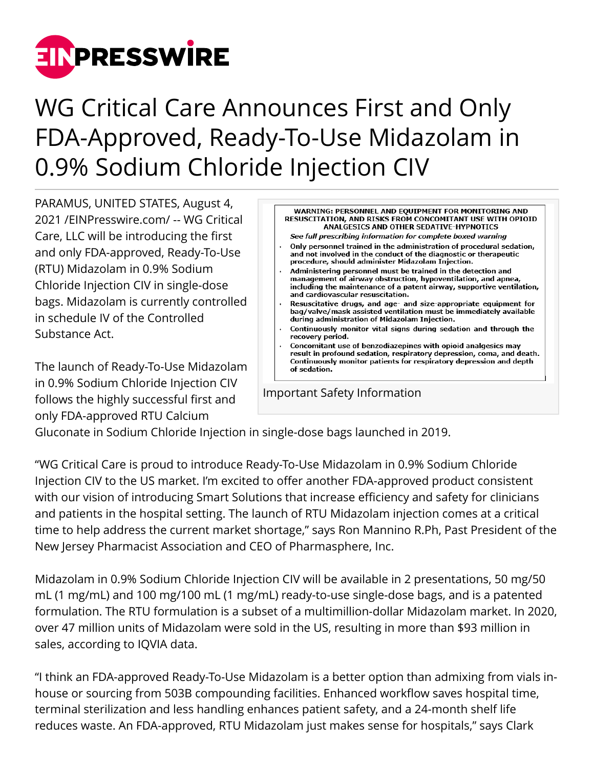# WG Critical Care Announces First and Only FDA-Approved, Ready-To-Use Midazolam in 0.9% Sodium Chloride Injection CIV

PARAMUS, UNITED STATES, August 4, 2021 /EINPresswire.com/ -- WG Critical Care, LLC will be introducing the first and only FDA-approved, Ready-To-Use (RTU) Midazolam in 0.9% Sodium Chloride Injection CIV in single-dose bags. Midazolam is currently controlled in schedule IV of the Controlled Substance Act.

**WARNING: PERSONNEL AND EQUIPMENT FOR MONITORING AND RESUSCITATION, AND RISKS FROM CONCOMITANT USE WITH OPIOID ANALGESICS AND OTHER SEDATIVE-HYPNOTICS**

***See full prescribing information for complete boxed warning***

- **Only personnel trained in the administration of procedural sedation, and not involved in the conduct of the diagnostic or therapeutic procedure, should administer Midazolam Injection.**
- **Administering personnel must be trained in the detection and management of airway obstruction, hypoventilation, and apnea, including the maintenance of a patent airway, supportive ventilation, and cardiovascular resuscitation.**
- **Resuscitative drugs, and age- and size-appropriate equipment for bag/valve/mask assisted ventilation must be immediately available during administration of Midazolam Injection.**
- **Continuously monitor vital signs during sedation and through the recovery period.**
- **Concomitant use of benzodiazepines with opioid analgesics may result in profound sedation, respiratory depression, coma, and death. Continuously monitor patients for respiratory depression and depth of sedation.**

Important Safety Information

The launch of Ready-To-Use Midazolam in 0.9% Sodium Chloride Injection CIV follows the highly successful first and only FDA-approved RTU Calcium Gluconate in Sodium Chloride Injection in single-dose bags launched in 2019.

“WG Critical Care is proud to introduce Ready-To-Use Midazolam in 0.9% Sodium Chloride Injection CIV to the US market. I’m excited to offer another FDA-approved product consistent with our vision of introducing Smart Solutions that increase efficiency and safety for clinicians and patients in the hospital setting. The launch of RTU Midazolam injection comes at a critical time to help address the current market shortage,” says Ron Mannino R.Ph, Past President of the New Jersey Pharmacist Association and CEO of Pharmasphere, Inc.

Midazolam in 0.9% Sodium Chloride Injection CIV will be available in 2 presentations, 50 mg/50 mL (1 mg/mL) and 100 mg/100 mL (1 mg/mL) ready-to-use single-dose bags, and is a patented formulation. The RTU formulation is a subset of a multimillion-dollar Midazolam market. In 2020, over 47 million units of Midazolam were sold in the US, resulting in more than $93 million in sales, according to IQVIA data.

“I think an FDA-approved Ready-To-Use Midazolam is a better option than admixing from vials in-house or sourcing from 503B compounding facilities. Enhanced workflow saves hospital time, terminal sterilization and less handling enhances patient safety, and a 24-month shelf life reduces waste. An FDA-approved, RTU Midazolam just makes sense for hospitals,” says Clark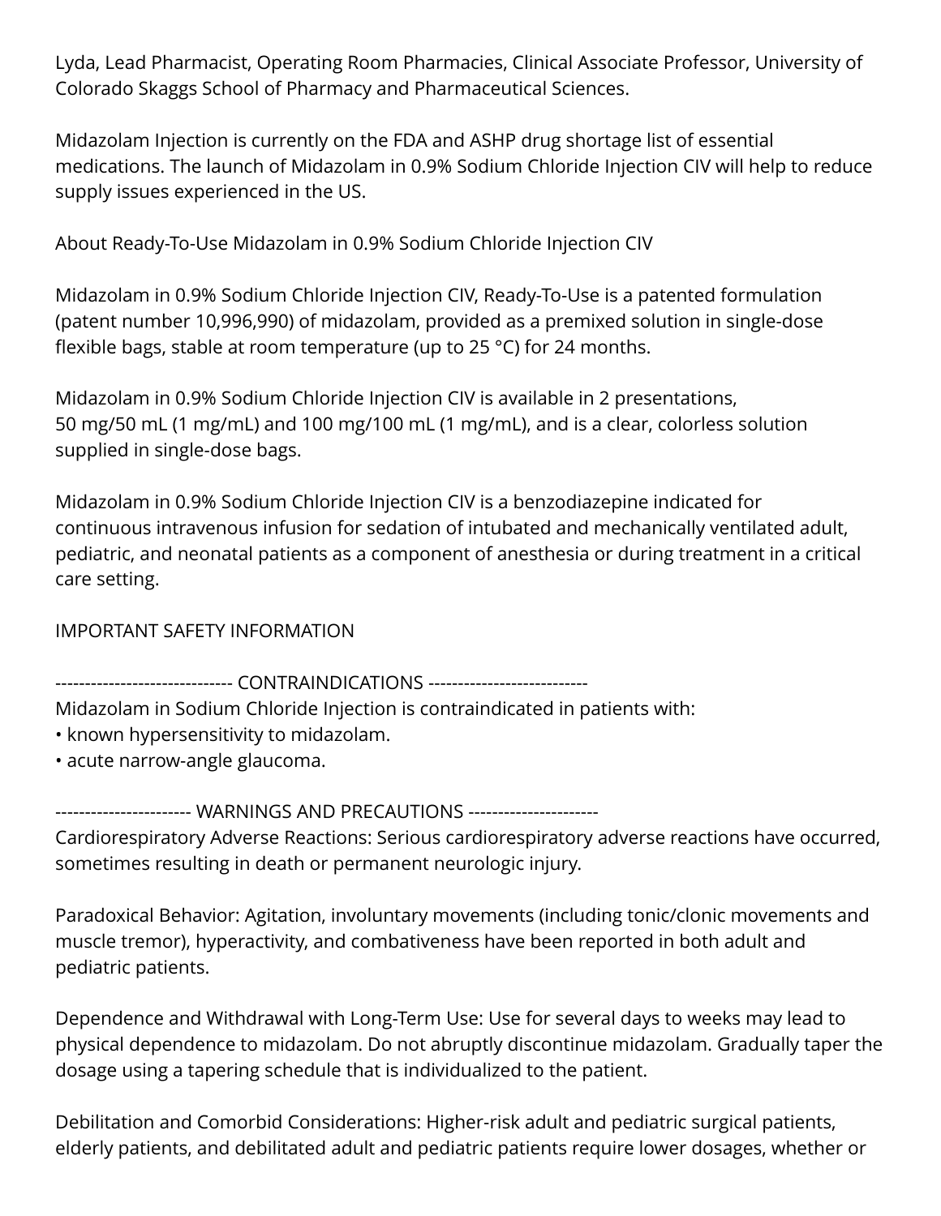Lyda, Lead Pharmacist, Operating Room Pharmacies, Clinical Associate Professor, University of Colorado Skaggs School of Pharmacy and Pharmaceutical Sciences.

Midazolam Injection is currently on the FDA and ASHP drug shortage list of essential medications. The launch of Midazolam in 0.9% Sodium Chloride Injection CIV will help to reduce supply issues experienced in the US.

About Ready-To-Use Midazolam in 0.9% Sodium Chloride Injection CIV

Midazolam in 0.9% Sodium Chloride Injection CIV, Ready-To-Use is a patented formulation (patent number 10,996,990) of midazolam, provided as a premixed solution in single-dose flexible bags, stable at room temperature (up to 25 °C) for 24 months.

Midazolam in 0.9% Sodium Chloride Injection CIV is available in 2 presentations, 50 mg/50 mL (1 mg/mL) and 100 mg/100 mL (1 mg/mL), and is a clear, colorless solution supplied in single-dose bags.

Midazolam in 0.9% Sodium Chloride Injection CIV is a benzodiazepine indicated for continuous intravenous infusion for sedation of intubated and mechanically ventilated adult, pediatric, and neonatal patients as a component of anesthesia or during treatment in a critical care setting.

IMPORTANT SAFETY INFORMATION

------------------------------ CONTRAINDICATIONS ---------------------------
Midazolam in Sodium Chloride Injection is contraindicated in patients with:
• known hypersensitivity to midazolam.
• acute narrow-angle glaucoma.

----------------------- WARNINGS AND PRECAUTIONS ----------------------
Cardiorespiratory Adverse Reactions: Serious cardiorespiratory adverse reactions have occurred, sometimes resulting in death or permanent neurologic injury.

Paradoxical Behavior: Agitation, involuntary movements (including tonic/clonic movements and muscle tremor), hyperactivity, and combativeness have been reported in both adult and pediatric patients.

Dependence and Withdrawal with Long-Term Use: Use for several days to weeks may lead to physical dependence to midazolam. Do not abruptly discontinue midazolam. Gradually taper the dosage using a tapering schedule that is individualized to the patient.

Debilitation and Comorbid Considerations: Higher-risk adult and pediatric surgical patients, elderly patients, and debilitated adult and pediatric patients require lower dosages, whether or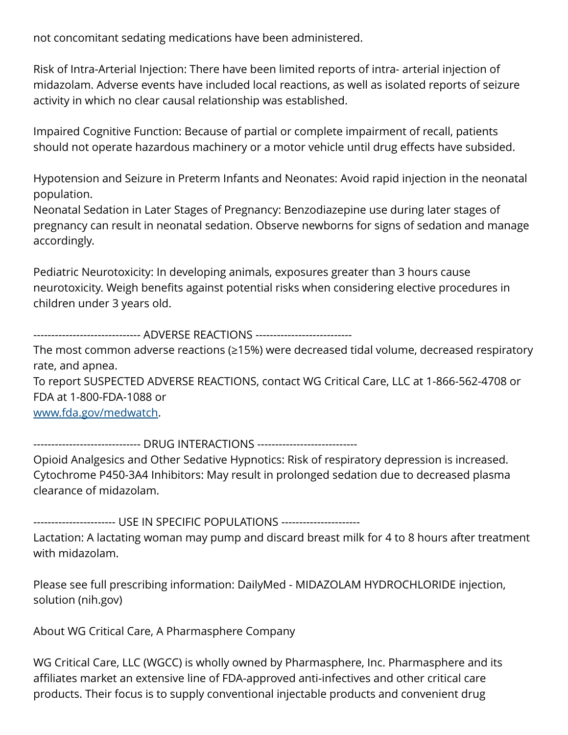not concomitant sedating medications have been administered.

Risk of Intra-Arterial Injection: There have been limited reports of intra- arterial injection of midazolam. Adverse events have included local reactions, as well as isolated reports of seizure activity in which no clear causal relationship was established.

Impaired Cognitive Function: Because of partial or complete impairment of recall, patients should not operate hazardous machinery or a motor vehicle until drug effects have subsided.

Hypotension and Seizure in Preterm Infants and Neonates: Avoid rapid injection in the neonatal population.
Neonatal Sedation in Later Stages of Pregnancy: Benzodiazepine use during later stages of pregnancy can result in neonatal sedation. Observe newborns for signs of sedation and manage accordingly.

Pediatric Neurotoxicity: In developing animals, exposures greater than 3 hours cause neurotoxicity. Weigh benefits against potential risks when considering elective procedures in children under 3 years old.

------------------------------ ADVERSE REACTIONS ---------------------------
The most common adverse reactions (≥15%) were decreased tidal volume, decreased respiratory rate, and apnea.
To report SUSPECTED ADVERSE REACTIONS, contact WG Critical Care, LLC at 1-866-562-4708 or FDA at 1-800-FDA-1088 or
[www.fda.gov/medwatch](http://www.fda.gov/medwatch).

------------------------------ DRUG INTERACTIONS ----------------------------
Opioid Analgesics and Other Sedative Hypnotics: Risk of respiratory depression is increased.
Cytochrome P450-3A4 Inhibitors: May result in prolonged sedation due to decreased plasma clearance of midazolam.

----------------------- USE IN SPECIFIC POPULATIONS ----------------------
Lactation: A lactating woman may pump and discard breast milk for 4 to 8 hours after treatment with midazolam.

Please see full prescribing information: DailyMed - MIDAZOLAM HYDROCHLORIDE injection, solution (nih.gov)

About WG Critical Care, A Pharmasphere Company

WG Critical Care, LLC (WGCC) is wholly owned by Pharmasphere, Inc. Pharmasphere and its affiliates market an extensive line of FDA-approved anti-infectives and other critical care products. Their focus is to supply conventional injectable products and convenient drug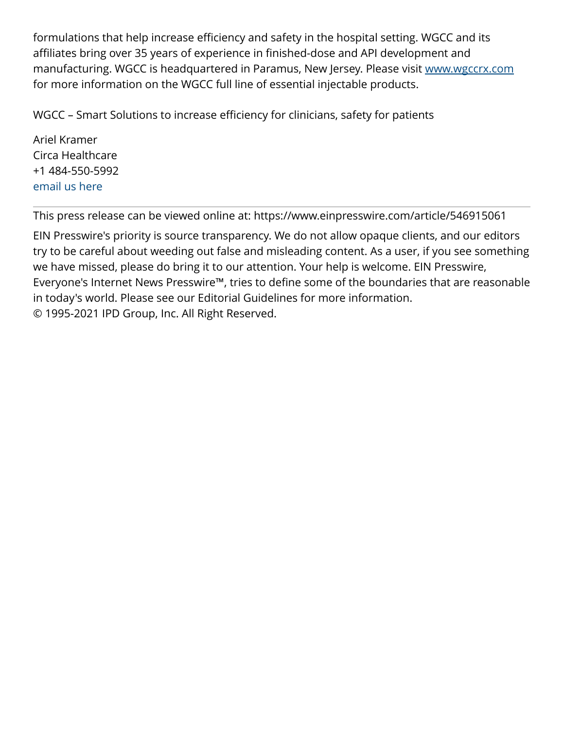formulations that help increase efficiency and safety in the hospital setting. WGCC and its affiliates bring over 35 years of experience in finished-dose and API development and manufacturing. WGCC is headquartered in Paramus, New Jersey. Please visit [www.wgccrx.com](http://www.wgccrx.com) for more information on the WGCC full line of essential injectable products.

WGCC – Smart Solutions to increase efficiency for clinicians, safety for patients

Ariel Kramer
Circa Healthcare
+1 484-550-5992
email us here

---

This press release can be viewed online at: https://www.einpresswire.com/article/546915061

EIN Presswire's priority is source transparency. We do not allow opaque clients, and our editors try to be careful about weeding out false and misleading content. As a user, if you see something we have missed, please do bring it to our attention. Your help is welcome. EIN Presswire, Everyone's Internet News Presswire™, tries to define some of the boundaries that are reasonable in today's world. Please see our Editorial Guidelines for more information.
© 1995-2021 IPD Group, Inc. All Right Reserved.